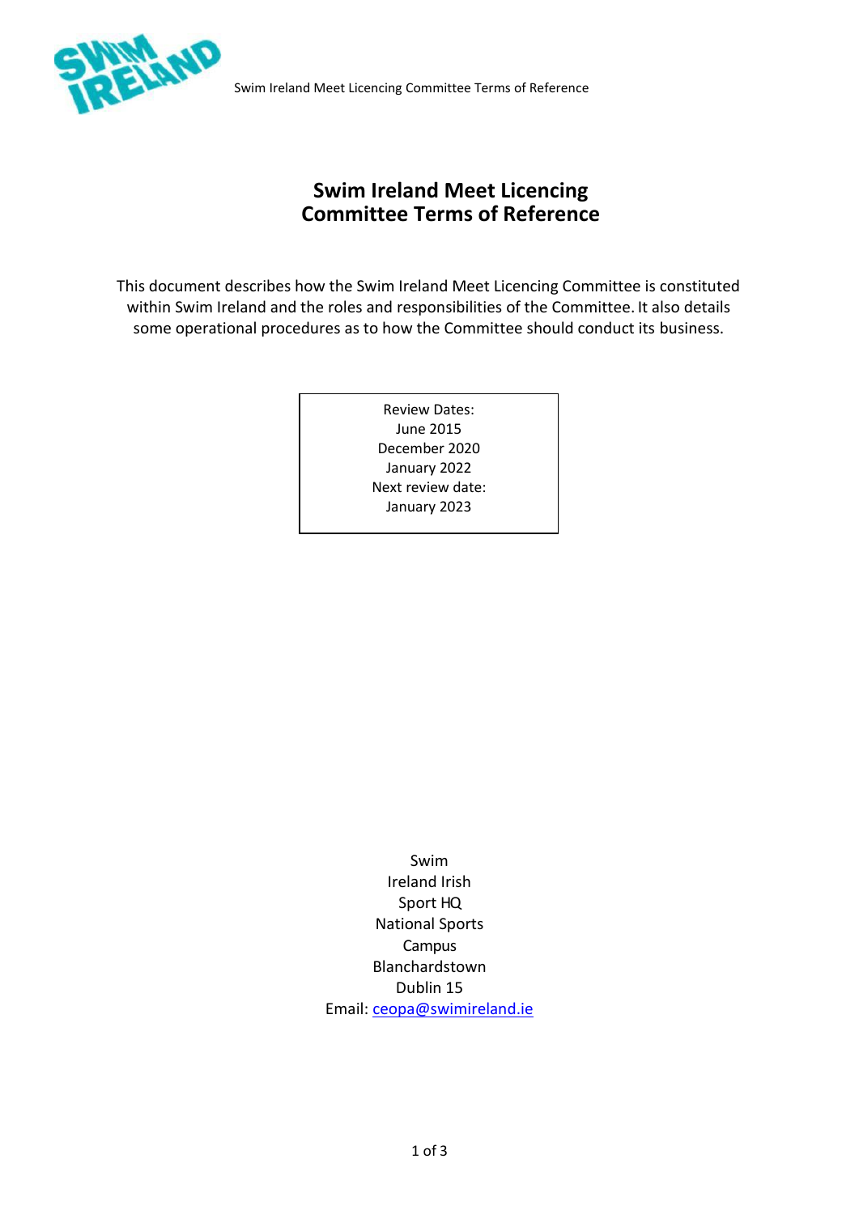# Swim Ireland Meet Licencing Committee Terms of Reference

This document describes how the Swim Ireland Meet Licencing Committee is constituted within Swim Ireland and the roles and responsibilities of the Committee. It also details some operational procedures as to how the Committee should conduct its business.

Review Dates:
June 2015
December 2020
January 2022
Next review date:
January 2023

Swim
Ireland Irish
Sport HQ
National Sports
Campus
Blanchardstown
Dublin 15
Email: ceopa@swimireland.ie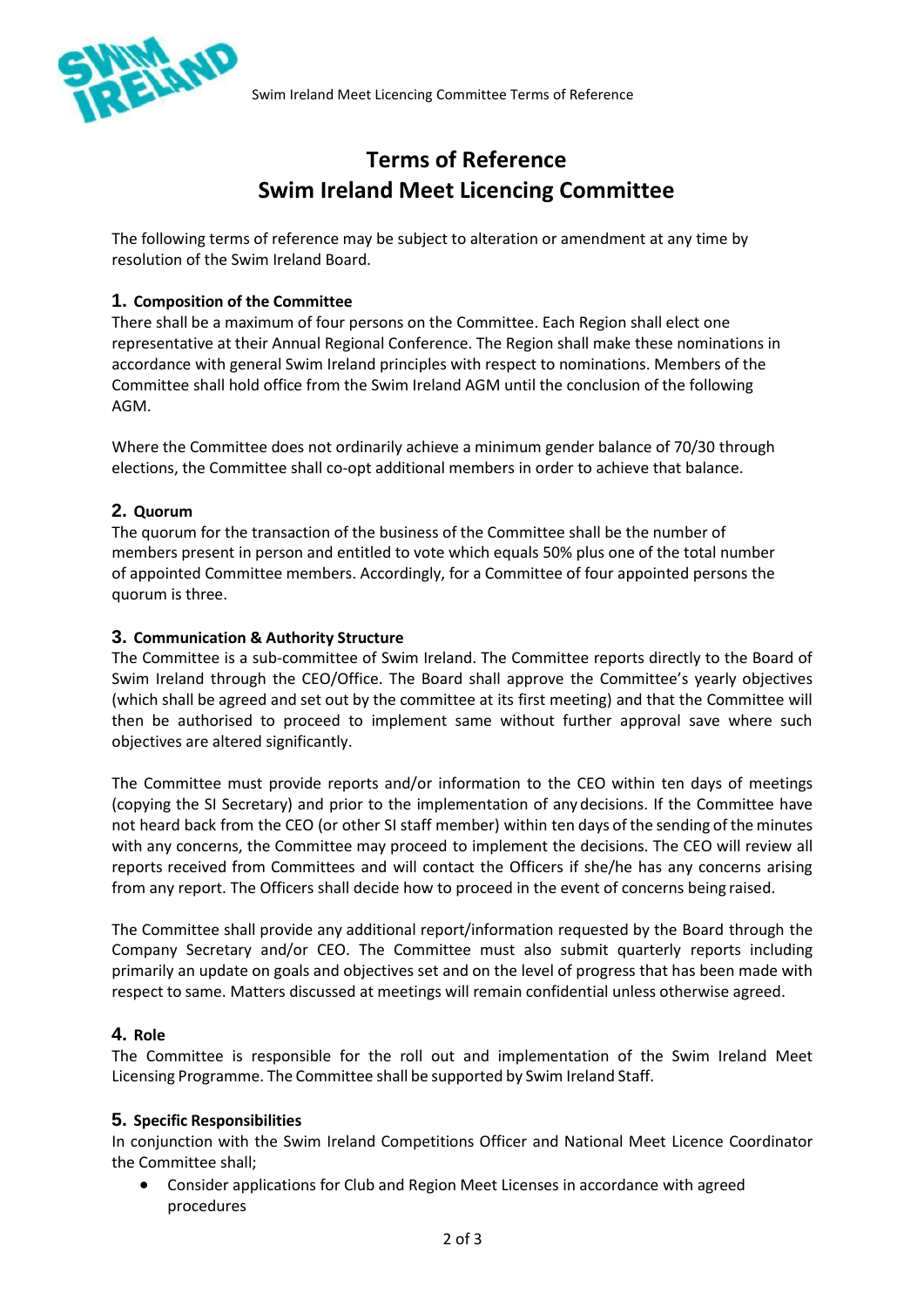# Terms of Reference
# Swim Ireland Meet Licencing Committee

The following terms of reference may be subject to alteration or amendment at any time by resolution of the Swim Ireland Board.

## 1. Composition of the Committee

There shall be a maximum of four persons on the Committee. Each Region shall elect one representative at their Annual Regional Conference. The Region shall make these nominations in accordance with general Swim Ireland principles with respect to nominations. Members of the Committee shall hold office from the Swim Ireland AGM until the conclusion of the following AGM.

Where the Committee does not ordinarily achieve a minimum gender balance of 70/30 through elections, the Committee shall co-opt additional members in order to achieve that balance.

## 2. Quorum

The quorum for the transaction of the business of the Committee shall be the number of members present in person and entitled to vote which equals 50% plus one of the total number of appointed Committee members. Accordingly, for a Committee of four appointed persons the quorum is three.

## 3. Communication & Authority Structure

The Committee is a sub-committee of Swim Ireland. The Committee reports directly to the Board of Swim Ireland through the CEO/Office. The Board shall approve the Committee's yearly objectives (which shall be agreed and set out by the committee at its first meeting) and that the Committee will then be authorised to proceed to implement same without further approval save where such objectives are altered significantly.

The Committee must provide reports and/or information to the CEO within ten days of meetings (copying the SI Secretary) and prior to the implementation of any decisions. If the Committee have not heard back from the CEO (or other SI staff member) within ten days of the sending of the minutes with any concerns, the Committee may proceed to implement the decisions. The CEO will review all reports received from Committees and will contact the Officers if she/he has any concerns arising from any report. The Officers shall decide how to proceed in the event of concerns being raised.

The Committee shall provide any additional report/information requested by the Board through the Company Secretary and/or CEO. The Committee must also submit quarterly reports including primarily an update on goals and objectives set and on the level of progress that has been made with respect to same. Matters discussed at meetings will remain confidential unless otherwise agreed.

## 4. Role

The Committee is responsible for the roll out and implementation of the Swim Ireland Meet Licensing Programme. The Committee shall be supported by Swim Ireland Staff.

## 5. Specific Responsibilities

In conjunction with the Swim Ireland Competitions Officer and National Meet Licence Coordinator the Committee shall;

- Consider applications for Club and Region Meet Licenses in accordance with agreed procedures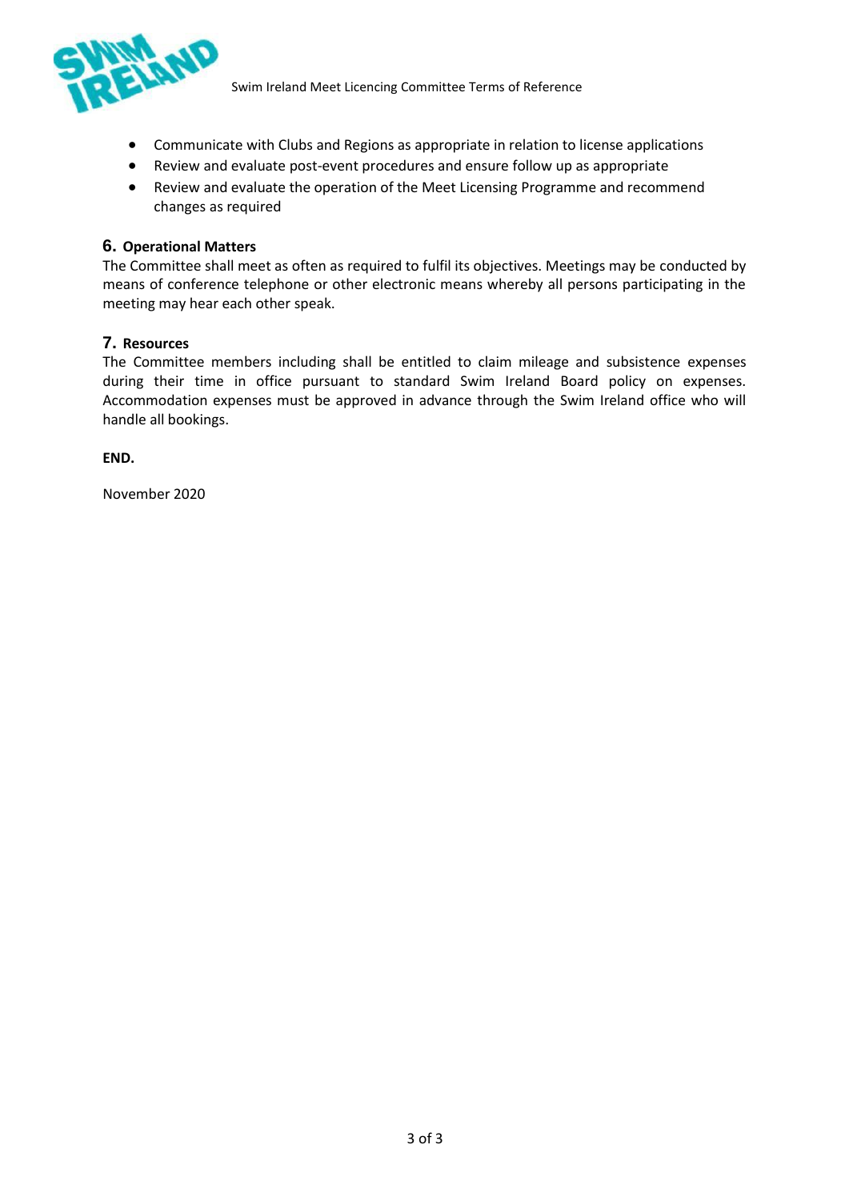- Communicate with Clubs and Regions as appropriate in relation to license applications
- Review and evaluate post-event procedures and ensure follow up as appropriate
- Review and evaluate the operation of the Meet Licensing Programme and recommend changes as required

## 6. Operational Matters

The Committee shall meet as often as required to fulfil its objectives. Meetings may be conducted by means of conference telephone or other electronic means whereby all persons participating in the meeting may hear each other speak.

## 7. Resources

The Committee members including shall be entitled to claim mileage and subsistence expenses during their time in office pursuant to standard Swim Ireland Board policy on expenses. Accommodation expenses must be approved in advance through the Swim Ireland office who will handle all bookings.

**END.**

November 2020